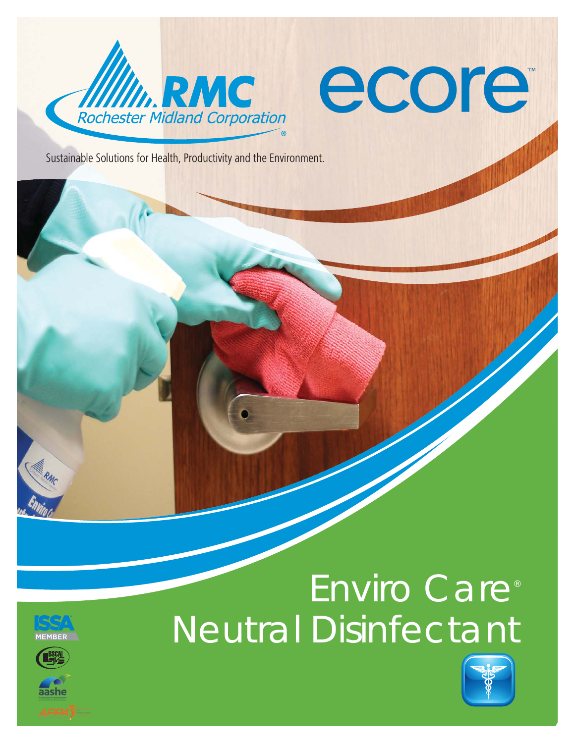RMC Rochester Midland Corporation

ecore™

Sustainable Solutions for Health, Productivity and the Environment.

# Enviro Care® Neutral Disinfectant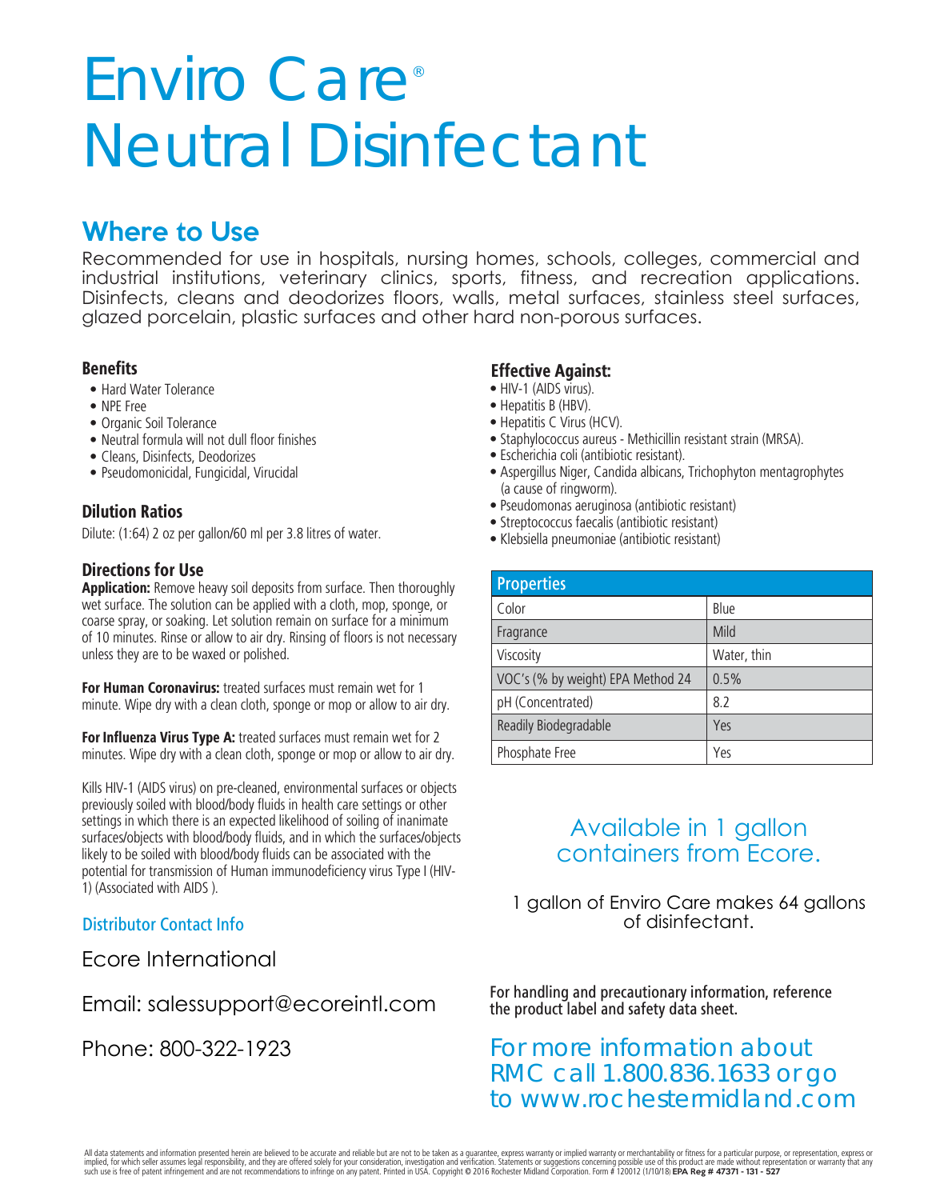# Enviro Care® Neutral Disinfectant

## Where to Use

Recommended for use in hospitals, nursing homes, schools, colleges, commercial and industrial institutions, veterinary clinics, sports, fitness, and recreation applications. Disinfects, cleans and deodorizes floors, walls, metal surfaces, stainless steel surfaces, glazed porcelain, plastic surfaces and other hard non-porous surfaces.

### Benefits

- Hard Water Tolerance
- NPE Free
- Organic Soil Tolerance
- Neutral formula will not dull floor finishes
- Cleans, Disinfects, Deodorizes
- Pseudomonicidal, Fungicidal, Virucidal

### Dilution Ratios

Dilute: (1:64) 2 oz per gallon/60 ml per 3.8 litres of water.

### Directions for Use

**Application:** Remove heavy soil deposits from surface. Then thoroughly wet surface. The solution can be applied with a cloth, mop, sponge, or coarse spray, or soaking. Let solution remain on surface for a minimum of 10 minutes. Rinse or allow to air dry. Rinsing of floors is not necessary unless they are to be waxed or polished.

**For Human Coronavirus:** treated surfaces must remain wet for 1 minute. Wipe dry with a clean cloth, sponge or mop or allow to air dry.

**For Influenza Virus Type A:** treated surfaces must remain wet for 2 minutes. Wipe dry with a clean cloth, sponge or mop or allow to air dry.

Kills HIV-1 (AIDS virus) on pre-cleaned, environmental surfaces or objects previously soiled with blood/body fluids in health care settings or other settings in which there is an expected likelihood of soiling of inanimate surfaces/objects with blood/body fluids, and in which the surfaces/objects likely to be soiled with blood/body fluids can be associated with the potential for transmission of Human immunodeficiency virus Type I (HIV-1) (Associated with AIDS ).

### Distributor Contact Info

Ecore International

Email: salessupport@ecoreintl.com

Phone: 800-322-1923

### Effective Against:

- HIV-1 (AIDS virus).
- Hepatitis B (HBV).
- Hepatitis C Virus (HCV).
- Staphylococcus aureus - Methicillin resistant strain (MRSA).
- Escherichia coli (antibiotic resistant).
- Aspergillus Niger, Candida albicans, Trichophyton mentagrophytes (a cause of ringworm).
- Pseudomonas aeruginosa (antibiotic resistant)
- Streptococcus faecalis (antibiotic resistant)
- Klebsiella pneumoniae (antibiotic resistant)

| Properties | |
|---|---|
| Color | Blue |
| Fragrance | Mild |
| Viscosity | Water, thin |
| VOC's (% by weight) EPA Method 24 | 0.5% |
| pH (Concentrated) | 8.2 |
| Readily Biodegradable | Yes |
| Phosphate Free | Yes |

Available in 1 gallon containers from Ecore.

1 gallon of Enviro Care makes 64 gallons of disinfectant.

**For handling and precautionary information, reference the product label and safety data sheet.**

For more information about RMC call 1.800.836.1633 or go to www.rochestermidland.com

All data statements and information presented herein are believed to be accurate and reliable but are not to be taken as a guarantee, express warranty or implied warranty or merchantability or fitness for a particular purpose, or representation, express or implied, for which seller assumes legal responsibility, and they are offered solely for your consideration, investigation and verification. Statements or suggestions concerning possible use of this product are made without representation or warranty that any such use is free of patent infringement and are not recommendations to infringe on any patent. Printed in USA. Copyright © 2016 Rochester Midland Corporation. Form # 120012 (1/10/18) **EPA Reg # 47371 - 131 - 527**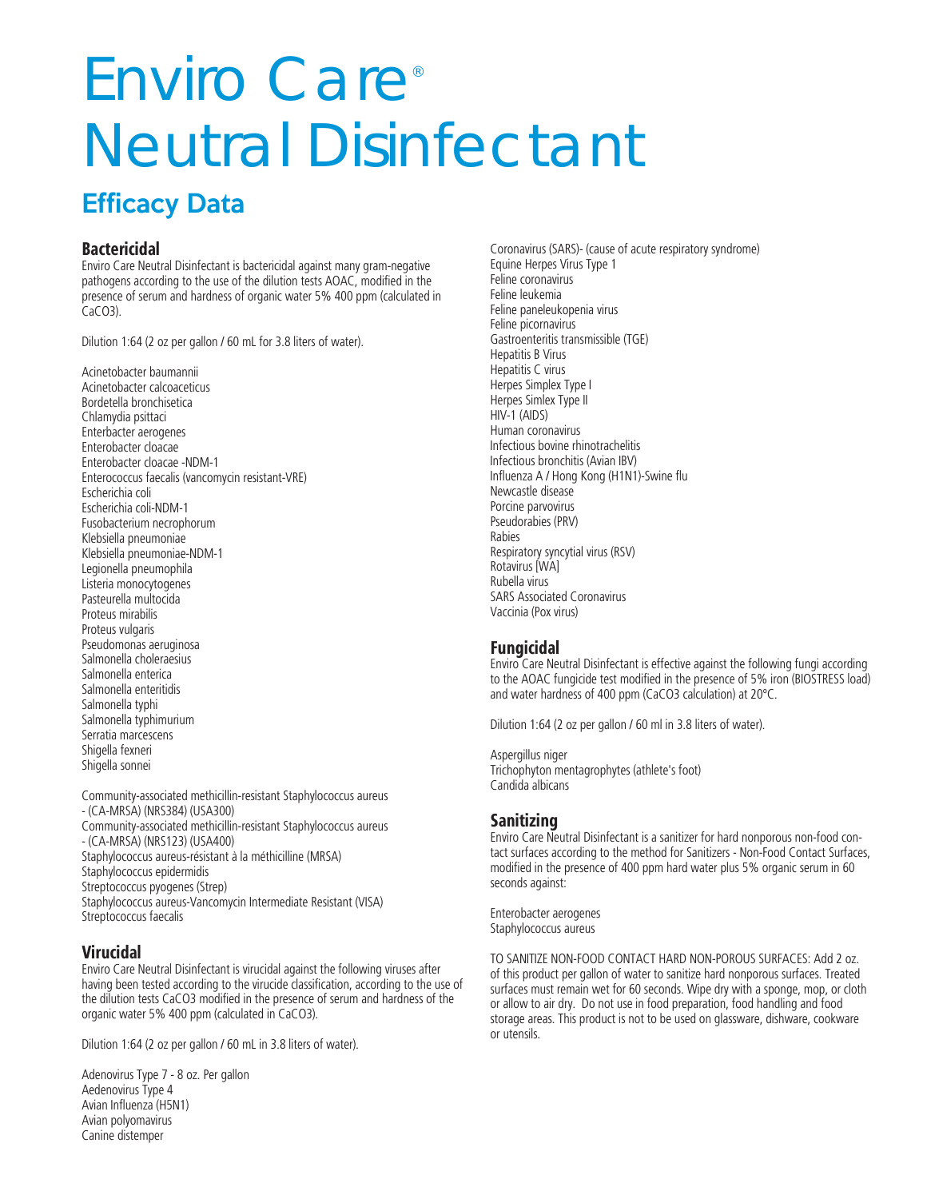# Enviro Care® Neutral Disinfectant

## Efficacy Data

### Bactericidal

Enviro Care Neutral Disinfectant is bactericidal against many gram-negative pathogens according to the use of the dilution tests AOAC, modified in the presence of serum and hardness of organic water 5% 400 ppm (calculated in CaCO3).

Dilution 1:64 (2 oz per gallon / 60 mL for 3.8 liters of water).

Acinetobacter baumannii
Acinetobacter calcoaceticus
Bordetella bronchisetica
Chlamydia psittaci
Enterbacter aerogenes
Enterobacter cloacae
Enterobacter cloacae -NDM-1
Enterococcus faecalis (vancomycin resistant-VRE)
Escherichia coli
Escherichia coli-NDM-1
Fusobacterium necrophorum
Klebsiella pneumoniae
Klebsiella pneumoniae-NDM-1
Legionella pneumophila
Listeria monocytogenes
Pasteurella multocida
Proteus mirabilis
Proteus vulgaris
Pseudomonas aeruginosa
Salmonella choleraesius
Salmonella enterica
Salmonella enteritidis
Salmonella typhi
Salmonella typhimurium
Serratia marcescens
Shigella fexneri
Shigella sonnei

Community-associated methicillin-resistant Staphylococcus aureus - (CA-MRSA) (NRS384) (USA300)
Community-associated methicillin-resistant Staphylococcus aureus - (CA-MRSA) (NRS123) (USA400)
Staphylococcus aureus-résistant à la méthicilline (MRSA)
Staphylococcus epidermidis
Streptococcus pyogenes (Strep)
Staphylococcus aureus-Vancomycin Intermediate Resistant (VISA)
Streptococcus faecalis

### Virucidal

Enviro Care Neutral Disinfectant is virucidal against the following viruses after having been tested according to the virucide classification, according to the use of the dilution tests CaCO3 modified in the presence of serum and hardness of the organic water 5% 400 ppm (calculated in CaCO3).

Dilution 1:64 (2 oz per gallon / 60 mL in 3.8 liters of water).

Adenovirus Type 7 - 8 oz. Per gallon
Aedenovirus Type 4
Avian Influenza (H5N1)
Avian polyomavirus
Canine distemper
Coronavirus (SARS)- (cause of acute respiratory syndrome)
Equine Herpes Virus Type 1
Feline coronavirus
Feline leukemia
Feline paneleukopenia virus
Feline picornavirus
Gastroenteritis transmissible (TGE)
Hepatitis B Virus
Hepatitis C virus
Herpes Simplex Type I
Herpes Simlex Type II
HIV-1 (AIDS)
Human coronavirus
Infectious bovine rhinotrachelitis
Infectious bronchitis (Avian IBV)
Influenza A / Hong Kong (H1N1)-Swine flu
Newcastle disease
Porcine parvovirus
Pseudorabies (PRV)
Rabies
Respiratory syncytial virus (RSV)
Rotavirus [WA]
Rubella virus
SARS Associated Coronavirus
Vaccinia (Pox virus)

### Fungicidal

Enviro Care Neutral Disinfectant is effective against the following fungi according to the AOAC fungicide test modified in the presence of 5% iron (BIOSTRESS load) and water hardness of 400 ppm (CaCO3 calculation) at 20°C.

Dilution 1:64 (2 oz per gallon / 60 ml in 3.8 liters of water).

Aspergillus niger
Trichophyton mentagrophytes (athlete's foot)
Candida albicans

### Sanitizing

Enviro Care Neutral Disinfectant is a sanitizer for hard nonporous non-food contact surfaces according to the method for Sanitizers - Non-Food Contact Surfaces, modified in the presence of 400 ppm hard water plus 5% organic serum in 60 seconds against:

Enterobacter aerogenes
Staphylococcus aureus

TO SANITIZE NON-FOOD CONTACT HARD NON-POROUS SURFACES: Add 2 oz. of this product per gallon of water to sanitize hard nonporous surfaces. Treated surfaces must remain wet for 60 seconds. Wipe dry with a sponge, mop, or cloth or allow to air dry. Do not use in food preparation, food handling and food storage areas. This product is not to be used on glassware, dishware, cookware or utensils.